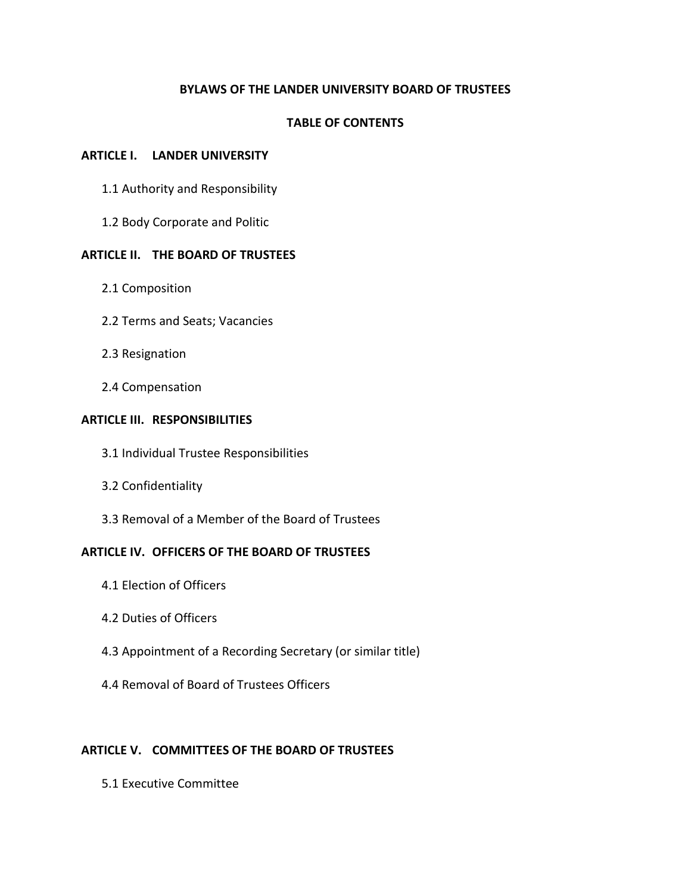# BYLAWS OF THE LANDER UNIVERSITY BOARD OF TRUSTEES

## TABLE OF CONTENTS

**ARTICLE I. LANDER UNIVERSITY**

1.1 Authority and Responsibility

1.2 Body Corporate and Politic

**ARTICLE II. THE BOARD OF TRUSTEES**

2.1 Composition

2.2 Terms and Seats; Vacancies

2.3 Resignation

2.4 Compensation

**ARTICLE III. RESPONSIBILITIES**

3.1 Individual Trustee Responsibilities

3.2 Confidentiality

3.3 Removal of a Member of the Board of Trustees

**ARTICLE IV. OFFICERS OF THE BOARD OF TRUSTEES**

4.1 Election of Officers

4.2 Duties of Officers

4.3 Appointment of a Recording Secretary (or similar title)

4.4 Removal of Board of Trustees Officers

**ARTICLE V. COMMITTEES OF THE BOARD OF TRUSTEES**

5.1 Executive Committee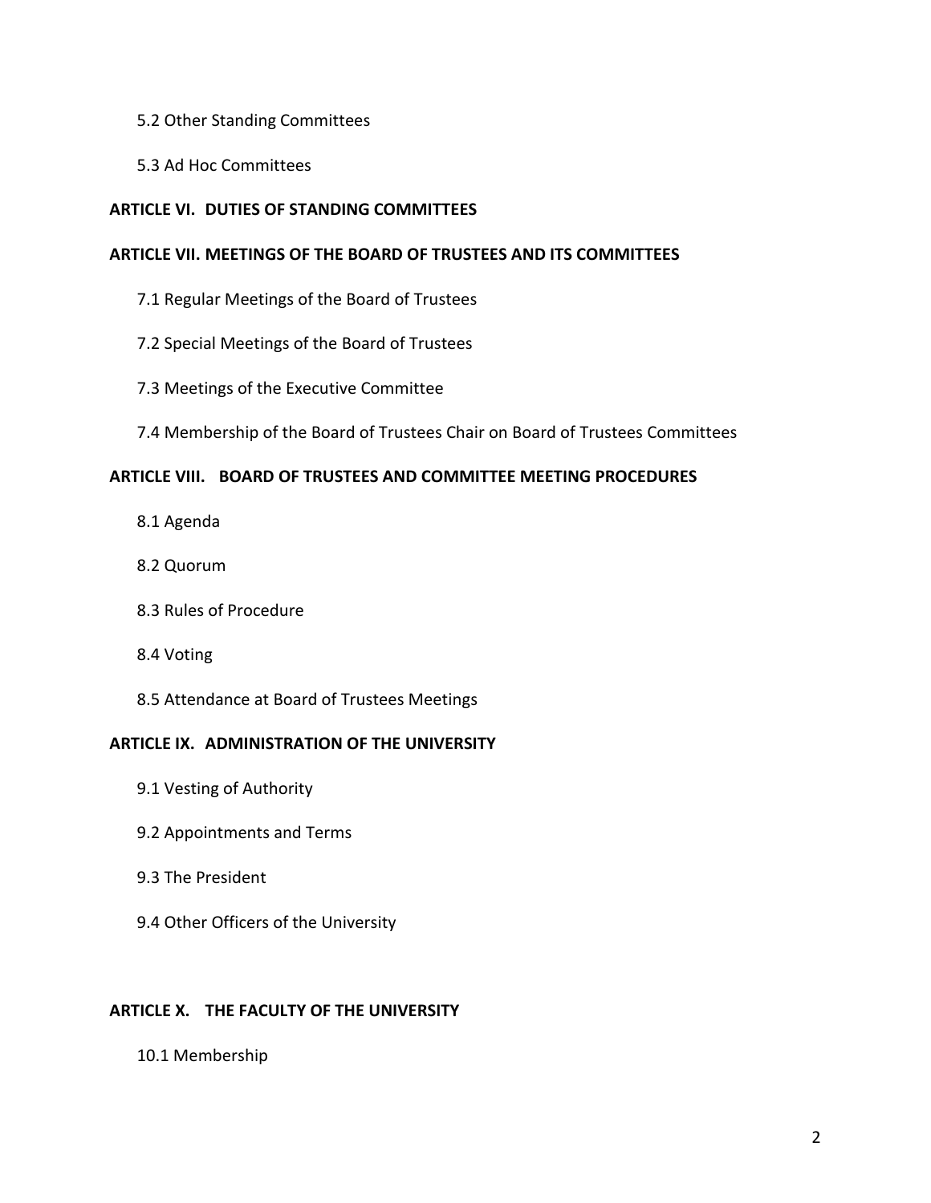5.2 Other Standing Committees

5.3 Ad Hoc Committees

**ARTICLE VI. DUTIES OF STANDING COMMITTEES**

**ARTICLE VII. MEETINGS OF THE BOARD OF TRUSTEES AND ITS COMMITTEES**

7.1 Regular Meetings of the Board of Trustees

7.2 Special Meetings of the Board of Trustees

7.3 Meetings of the Executive Committee

7.4 Membership of the Board of Trustees Chair on Board of Trustees Committees

**ARTICLE VIII. BOARD OF TRUSTEES AND COMMITTEE MEETING PROCEDURES**

8.1 Agenda

8.2 Quorum

8.3 Rules of Procedure

8.4 Voting

8.5 Attendance at Board of Trustees Meetings

**ARTICLE IX. ADMINISTRATION OF THE UNIVERSITY**

9.1 Vesting of Authority

9.2 Appointments and Terms

9.3 The President

9.4 Other Officers of the University

**ARTICLE X. THE FACULTY OF THE UNIVERSITY**

10.1 Membership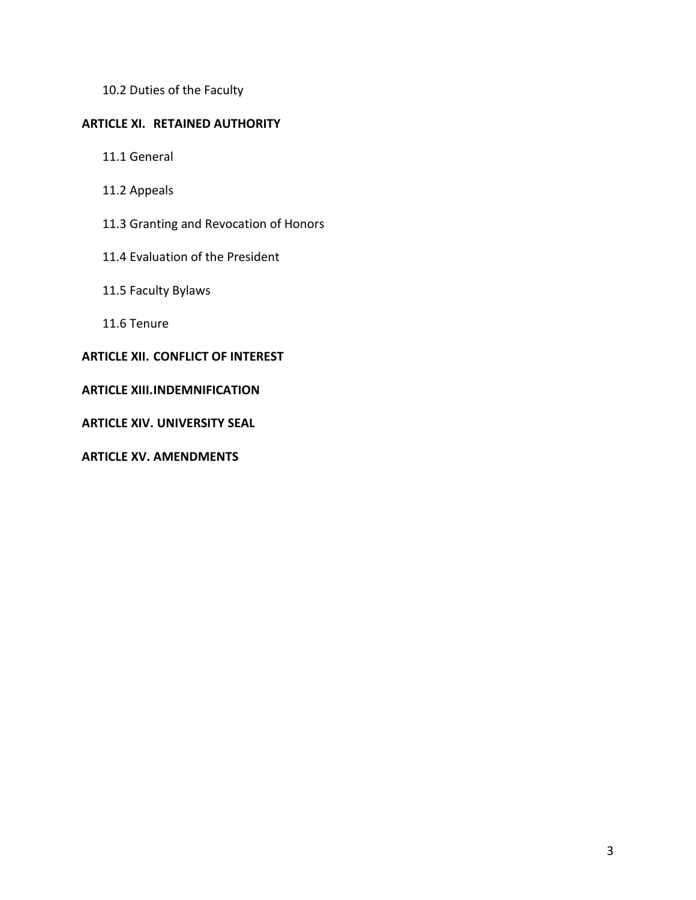10.2 Duties of the Faculty

**ARTICLE XI. RETAINED AUTHORITY**

11.1 General

11.2 Appeals

11.3 Granting and Revocation of Honors

11.4 Evaluation of the President

11.5 Faculty Bylaws

11.6 Tenure

**ARTICLE XII. CONFLICT OF INTEREST**

**ARTICLE XIII.INDEMNIFICATION**

**ARTICLE XIV. UNIVERSITY SEAL**

**ARTICLE XV. AMENDMENTS**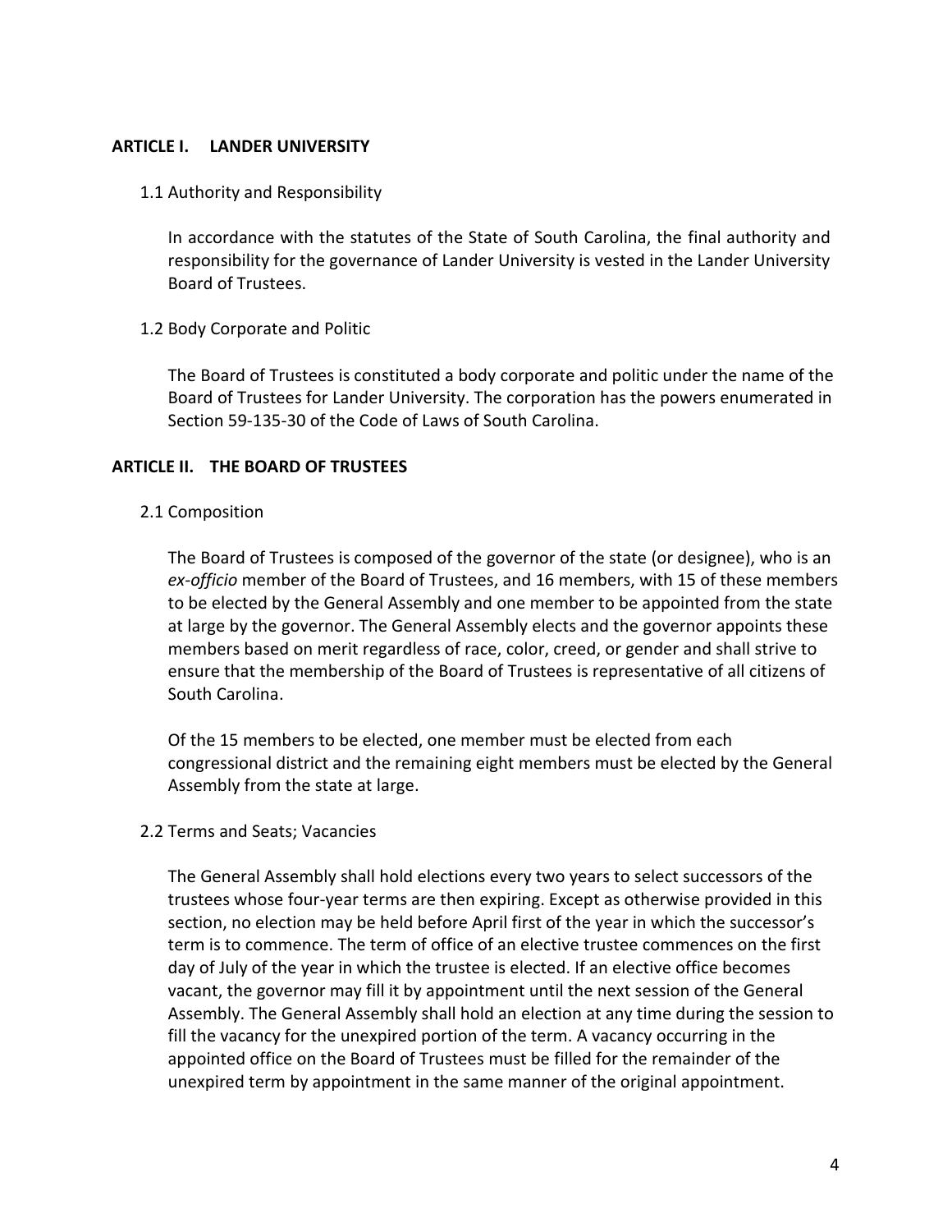## ARTICLE I. LANDER UNIVERSITY

### 1.1 Authority and Responsibility

In accordance with the statutes of the State of South Carolina, the final authority and responsibility for the governance of Lander University is vested in the Lander University Board of Trustees.

### 1.2 Body Corporate and Politic

The Board of Trustees is constituted a body corporate and politic under the name of the Board of Trustees for Lander University. The corporation has the powers enumerated in Section 59-135-30 of the Code of Laws of South Carolina.

## ARTICLE II. THE BOARD OF TRUSTEES

### 2.1 Composition

The Board of Trustees is composed of the governor of the state (or designee), who is an *ex-officio* member of the Board of Trustees, and 16 members, with 15 of these members to be elected by the General Assembly and one member to be appointed from the state at large by the governor. The General Assembly elects and the governor appoints these members based on merit regardless of race, color, creed, or gender and shall strive to ensure that the membership of the Board of Trustees is representative of all citizens of South Carolina.

Of the 15 members to be elected, one member must be elected from each congressional district and the remaining eight members must be elected by the General Assembly from the state at large.

### 2.2 Terms and Seats; Vacancies

The General Assembly shall hold elections every two years to select successors of the trustees whose four-year terms are then expiring. Except as otherwise provided in this section, no election may be held before April first of the year in which the successor's term is to commence. The term of office of an elective trustee commences on the first day of July of the year in which the trustee is elected. If an elective office becomes vacant, the governor may fill it by appointment until the next session of the General Assembly. The General Assembly shall hold an election at any time during the session to fill the vacancy for the unexpired portion of the term. A vacancy occurring in the appointed office on the Board of Trustees must be filled for the remainder of the unexpired term by appointment in the same manner of the original appointment.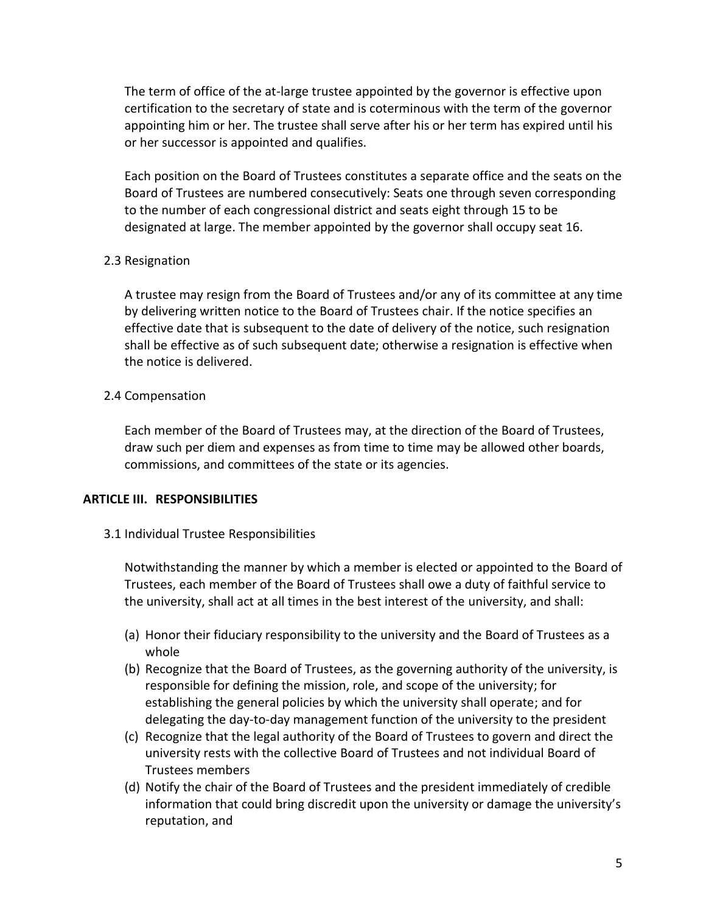The term of office of the at-large trustee appointed by the governor is effective upon certification to the secretary of state and is coterminous with the term of the governor appointing him or her. The trustee shall serve after his or her term has expired until his or her successor is appointed and qualifies.

Each position on the Board of Trustees constitutes a separate office and the seats on the Board of Trustees are numbered consecutively: Seats one through seven corresponding to the number of each congressional district and seats eight through 15 to be designated at large. The member appointed by the governor shall occupy seat 16.

2.3 Resignation

A trustee may resign from the Board of Trustees and/or any of its committee at any time by delivering written notice to the Board of Trustees chair. If the notice specifies an effective date that is subsequent to the date of delivery of the notice, such resignation shall be effective as of such subsequent date; otherwise a resignation is effective when the notice is delivered.

2.4 Compensation

Each member of the Board of Trustees may, at the direction of the Board of Trustees, draw such per diem and expenses as from time to time may be allowed other boards, commissions, and committees of the state or its agencies.

## ARTICLE III. RESPONSIBILITIES

3.1 Individual Trustee Responsibilities

Notwithstanding the manner by which a member is elected or appointed to the Board of Trustees, each member of the Board of Trustees shall owe a duty of faithful service to the university, shall act at all times in the best interest of the university, and shall:

(a) Honor their fiduciary responsibility to the university and the Board of Trustees as a whole
(b) Recognize that the Board of Trustees, as the governing authority of the university, is responsible for defining the mission, role, and scope of the university; for establishing the general policies by which the university shall operate; and for delegating the day-to-day management function of the university to the president
(c) Recognize that the legal authority of the Board of Trustees to govern and direct the university rests with the collective Board of Trustees and not individual Board of Trustees members
(d) Notify the chair of the Board of Trustees and the president immediately of credible information that could bring discredit upon the university or damage the university's reputation, and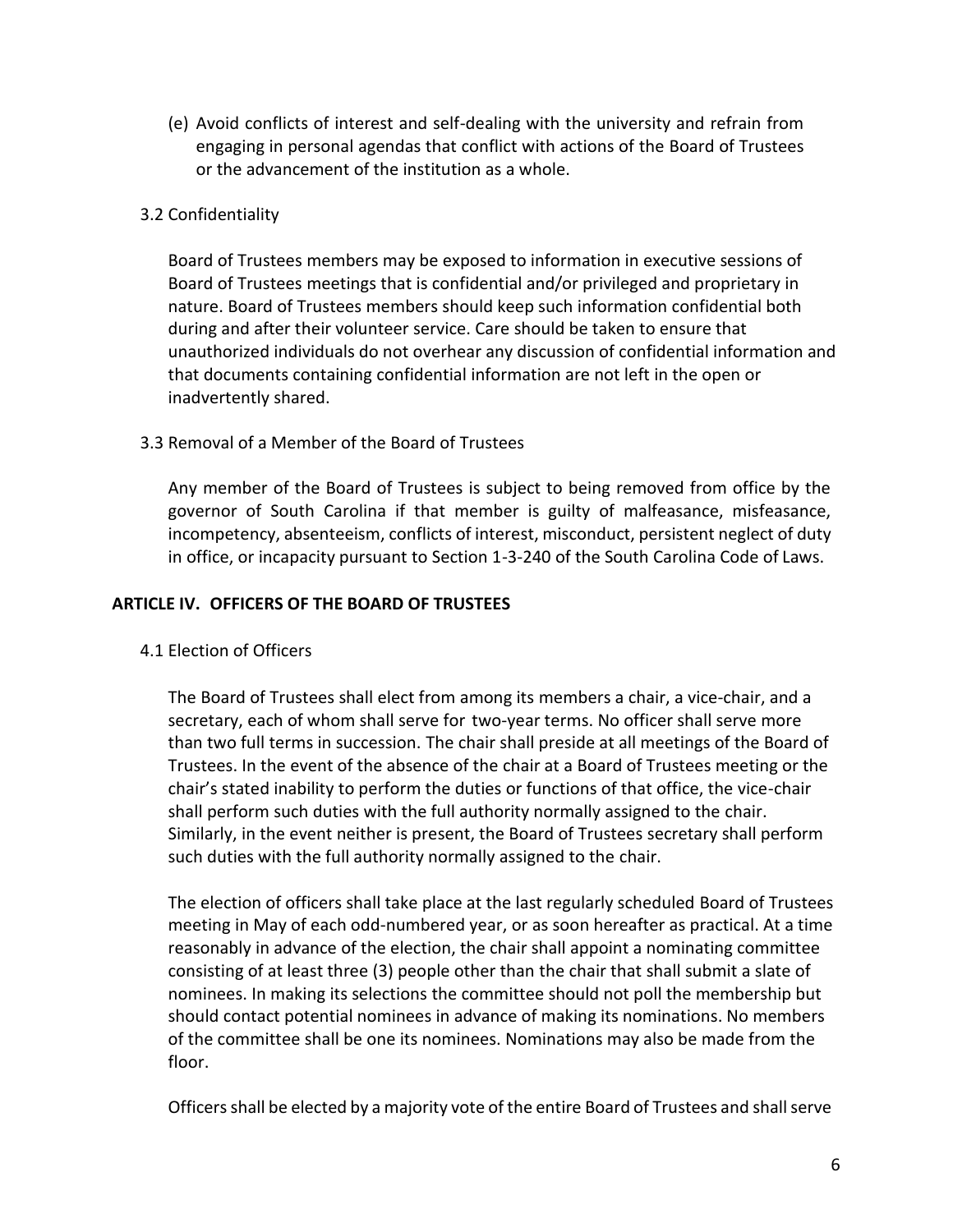(e) Avoid conflicts of interest and self-dealing with the university and refrain from engaging in personal agendas that conflict with actions of the Board of Trustees or the advancement of the institution as a whole.

3.2 Confidentiality

Board of Trustees members may be exposed to information in executive sessions of Board of Trustees meetings that is confidential and/or privileged and proprietary in nature. Board of Trustees members should keep such information confidential both during and after their volunteer service. Care should be taken to ensure that unauthorized individuals do not overhear any discussion of confidential information and that documents containing confidential information are not left in the open or inadvertently shared.

3.3 Removal of a Member of the Board of Trustees

Any member of the Board of Trustees is subject to being removed from office by the governor of South Carolina if that member is guilty of malfeasance, misfeasance, incompetency, absenteeism, conflicts of interest, misconduct, persistent neglect of duty in office, or incapacity pursuant to Section 1-3-240 of the South Carolina Code of Laws.

## ARTICLE IV. OFFICERS OF THE BOARD OF TRUSTEES

4.1 Election of Officers

The Board of Trustees shall elect from among its members a chair, a vice-chair, and a secretary, each of whom shall serve for two-year terms. No officer shall serve more than two full terms in succession. The chair shall preside at all meetings of the Board of Trustees. In the event of the absence of the chair at a Board of Trustees meeting or the chair's stated inability to perform the duties or functions of that office, the vice-chair shall perform such duties with the full authority normally assigned to the chair. Similarly, in the event neither is present, the Board of Trustees secretary shall perform such duties with the full authority normally assigned to the chair.

The election of officers shall take place at the last regularly scheduled Board of Trustees meeting in May of each odd-numbered year, or as soon hereafter as practical. At a time reasonably in advance of the election, the chair shall appoint a nominating committee consisting of at least three (3) people other than the chair that shall submit a slate of nominees. In making its selections the committee should not poll the membership but should contact potential nominees in advance of making its nominations. No members of the committee shall be one its nominees. Nominations may also be made from the floor.

Officers shall be elected by a majority vote of the entire Board of Trustees and shall serve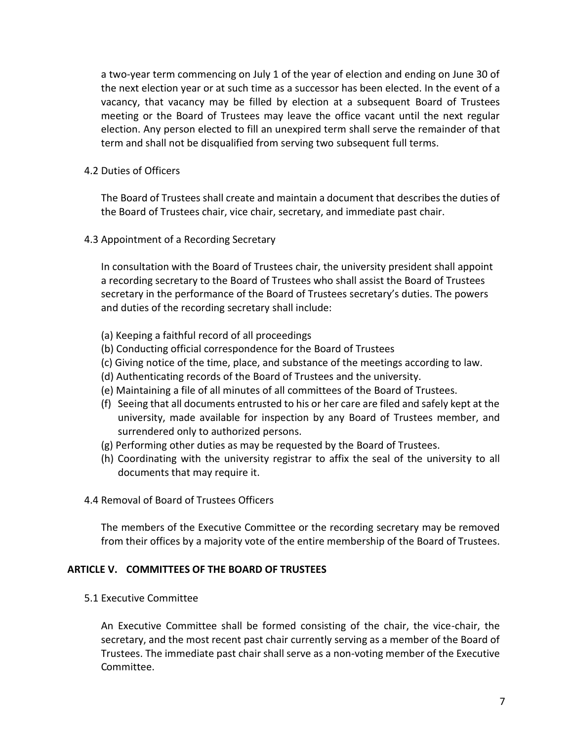a two-year term commencing on July 1 of the year of election and ending on June 30 of the next election year or at such time as a successor has been elected. In the event of a vacancy, that vacancy may be filled by election at a subsequent Board of Trustees meeting or the Board of Trustees may leave the office vacant until the next regular election. Any person elected to fill an unexpired term shall serve the remainder of that term and shall not be disqualified from serving two subsequent full terms.

4.2 Duties of Officers

The Board of Trustees shall create and maintain a document that describes the duties of the Board of Trustees chair, vice chair, secretary, and immediate past chair.

4.3 Appointment of a Recording Secretary

In consultation with the Board of Trustees chair, the university president shall appoint a recording secretary to the Board of Trustees who shall assist the Board of Trustees secretary in the performance of the Board of Trustees secretary's duties. The powers and duties of the recording secretary shall include:

(a) Keeping a faithful record of all proceedings
(b) Conducting official correspondence for the Board of Trustees
(c) Giving notice of the time, place, and substance of the meetings according to law.
(d) Authenticating records of the Board of Trustees and the university.
(e) Maintaining a file of all minutes of all committees of the Board of Trustees.
(f) Seeing that all documents entrusted to his or her care are filed and safely kept at the university, made available for inspection by any Board of Trustees member, and surrendered only to authorized persons.
(g) Performing other duties as may be requested by the Board of Trustees.
(h) Coordinating with the university registrar to affix the seal of the university to all documents that may require it.

4.4 Removal of Board of Trustees Officers

The members of the Executive Committee or the recording secretary may be removed from their offices by a majority vote of the entire membership of the Board of Trustees.

## ARTICLE V. COMMITTEES OF THE BOARD OF TRUSTEES

5.1 Executive Committee

An Executive Committee shall be formed consisting of the chair, the vice-chair, the secretary, and the most recent past chair currently serving as a member of the Board of Trustees. The immediate past chair shall serve as a non-voting member of the Executive Committee.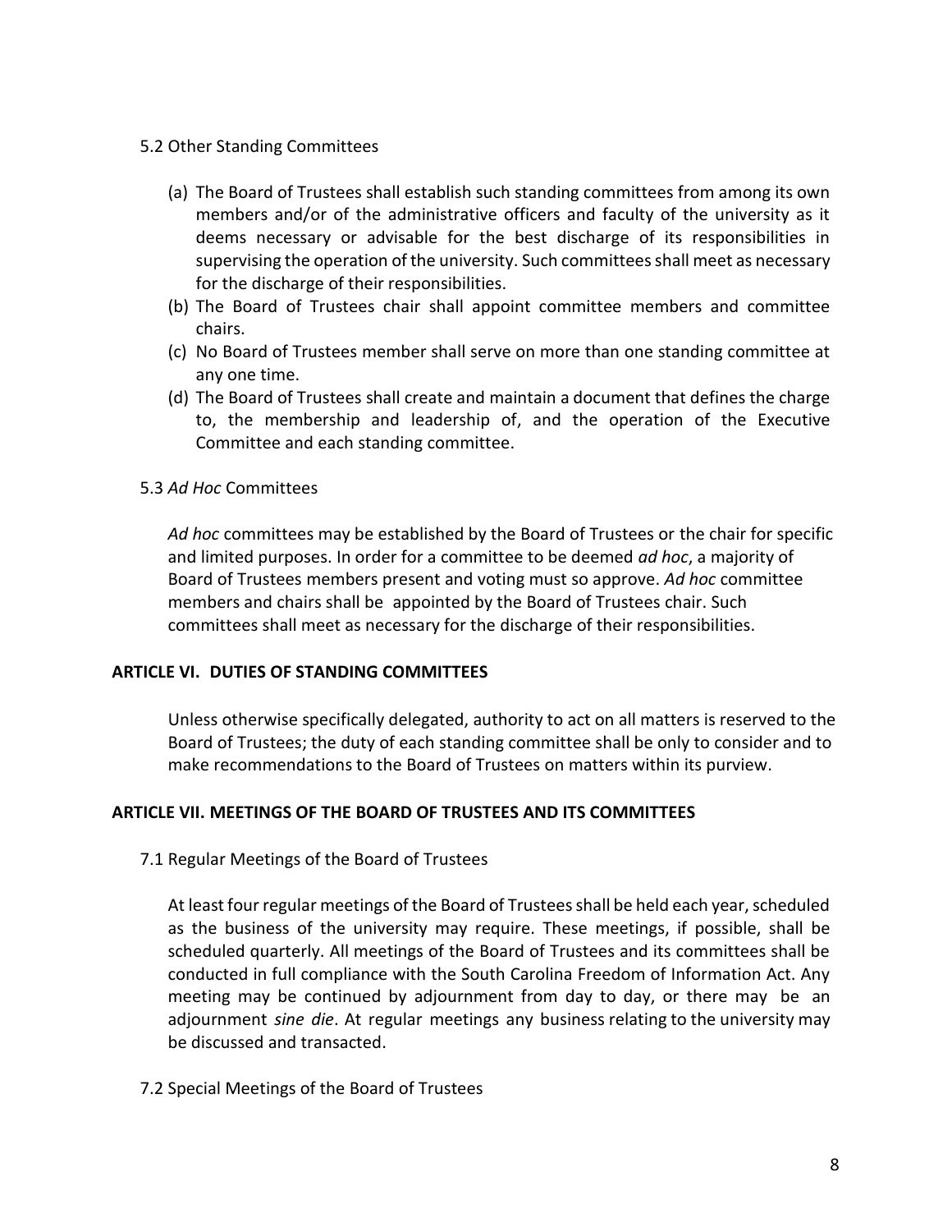### 5.2 Other Standing Committees

(a) The Board of Trustees shall establish such standing committees from among its own members and/or of the administrative officers and faculty of the university as it deems necessary or advisable for the best discharge of its responsibilities in supervising the operation of the university. Such committees shall meet as necessary for the discharge of their responsibilities.
(b) The Board of Trustees chair shall appoint committee members and committee chairs.
(c) No Board of Trustees member shall serve on more than one standing committee at any one time.
(d) The Board of Trustees shall create and maintain a document that defines the charge to, the membership and leadership of, and the operation of the Executive Committee and each standing committee.

### 5.3 *Ad Hoc* Committees

*Ad hoc* committees may be established by the Board of Trustees or the chair for specific and limited purposes. In order for a committee to be deemed *ad hoc*, a majority of Board of Trustees members present and voting must so approve. *Ad hoc* committee members and chairs shall be appointed by the Board of Trustees chair. Such committees shall meet as necessary for the discharge of their responsibilities.

## ARTICLE VI. DUTIES OF STANDING COMMITTEES

Unless otherwise specifically delegated, authority to act on all matters is reserved to the Board of Trustees; the duty of each standing committee shall be only to consider and to make recommendations to the Board of Trustees on matters within its purview.

## ARTICLE VII. MEETINGS OF THE BOARD OF TRUSTEES AND ITS COMMITTEES

### 7.1 Regular Meetings of the Board of Trustees

At least four regular meetings of the Board of Trustees shall be held each year, scheduled as the business of the university may require. These meetings, if possible, shall be scheduled quarterly. All meetings of the Board of Trustees and its committees shall be conducted in full compliance with the South Carolina Freedom of Information Act. Any meeting may be continued by adjournment from day to day, or there may be an adjournment *sine die*. At regular meetings any business relating to the university may be discussed and transacted.

### 7.2 Special Meetings of the Board of Trustees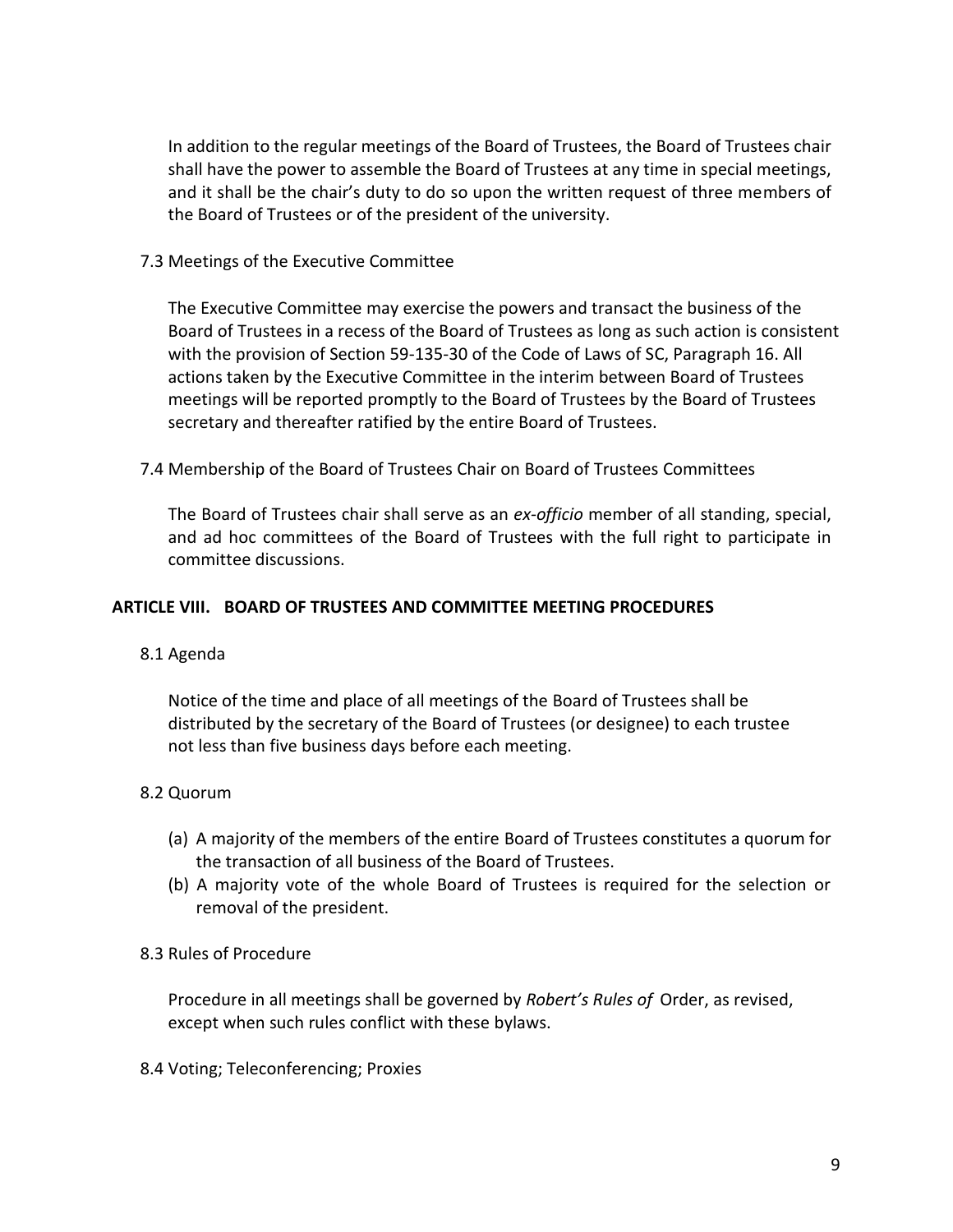In addition to the regular meetings of the Board of Trustees, the Board of Trustees chair shall have the power to assemble the Board of Trustees at any time in special meetings, and it shall be the chair's duty to do so upon the written request of three members of the Board of Trustees or of the president of the university.

7.3 Meetings of the Executive Committee

The Executive Committee may exercise the powers and transact the business of the Board of Trustees in a recess of the Board of Trustees as long as such action is consistent with the provision of Section 59-135-30 of the Code of Laws of SC, Paragraph 16. All actions taken by the Executive Committee in the interim between Board of Trustees meetings will be reported promptly to the Board of Trustees by the Board of Trustees secretary and thereafter ratified by the entire Board of Trustees.

7.4 Membership of the Board of Trustees Chair on Board of Trustees Committees

The Board of Trustees chair shall serve as an *ex-officio* member of all standing, special, and ad hoc committees of the Board of Trustees with the full right to participate in committee discussions.

## ARTICLE VIII. BOARD OF TRUSTEES AND COMMITTEE MEETING PROCEDURES

8.1 Agenda

Notice of the time and place of all meetings of the Board of Trustees shall be distributed by the secretary of the Board of Trustees (or designee) to each trustee not less than five business days before each meeting.

8.2 Quorum

(a) A majority of the members of the entire Board of Trustees constitutes a quorum for the transaction of all business of the Board of Trustees.
(b) A majority vote of the whole Board of Trustees is required for the selection or removal of the president.

8.3 Rules of Procedure

Procedure in all meetings shall be governed by *Robert's Rules of* Order, as revised, except when such rules conflict with these bylaws.

8.4 Voting; Teleconferencing; Proxies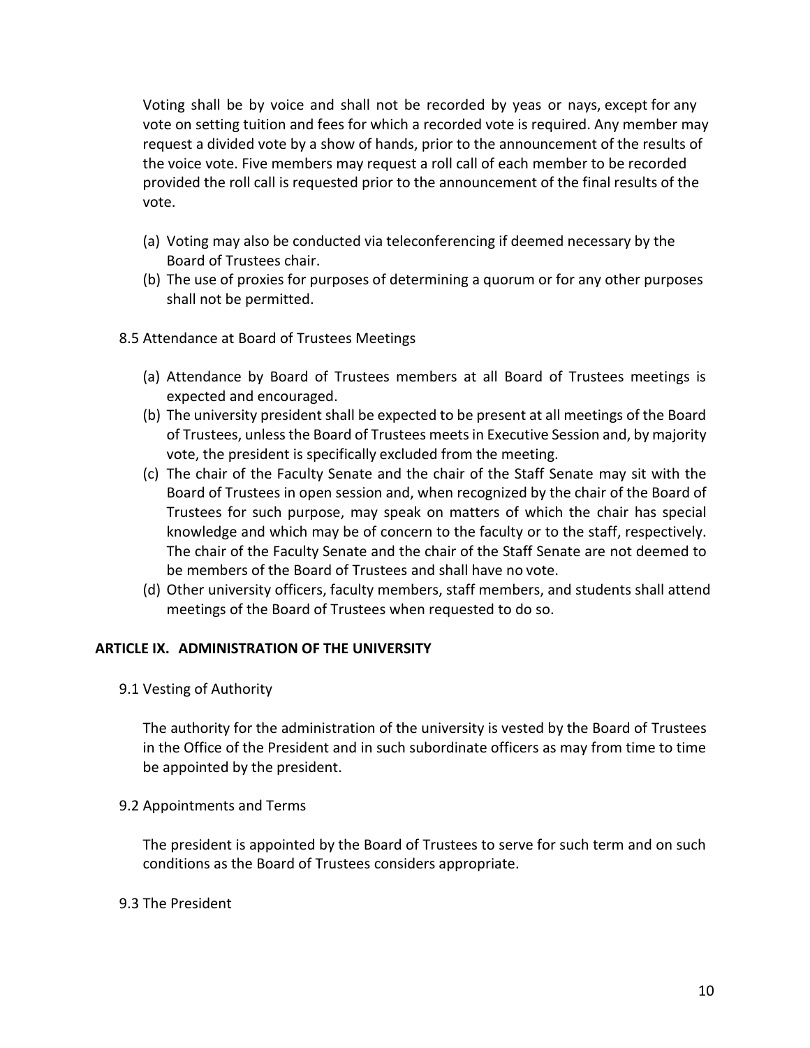Voting shall be by voice and shall not be recorded by yeas or nays, except for any vote on setting tuition and fees for which a recorded vote is required. Any member may request a divided vote by a show of hands, prior to the announcement of the results of the voice vote. Five members may request a roll call of each member to be recorded provided the roll call is requested prior to the announcement of the final results of the vote.

(a) Voting may also be conducted via teleconferencing if deemed necessary by the Board of Trustees chair.
(b) The use of proxies for purposes of determining a quorum or for any other purposes shall not be permitted.

8.5 Attendance at Board of Trustees Meetings

(a) Attendance by Board of Trustees members at all Board of Trustees meetings is expected and encouraged.
(b) The university president shall be expected to be present at all meetings of the Board of Trustees, unless the Board of Trustees meets in Executive Session and, by majority vote, the president is specifically excluded from the meeting.
(c) The chair of the Faculty Senate and the chair of the Staff Senate may sit with the Board of Trustees in open session and, when recognized by the chair of the Board of Trustees for such purpose, may speak on matters of which the chair has special knowledge and which may be of concern to the faculty or to the staff, respectively. The chair of the Faculty Senate and the chair of the Staff Senate are not deemed to be members of the Board of Trustees and shall have no vote.
(d) Other university officers, faculty members, staff members, and students shall attend meetings of the Board of Trustees when requested to do so.

## ARTICLE IX. ADMINISTRATION OF THE UNIVERSITY

9.1 Vesting of Authority

The authority for the administration of the university is vested by the Board of Trustees in the Office of the President and in such subordinate officers as may from time to time be appointed by the president.

9.2 Appointments and Terms

The president is appointed by the Board of Trustees to serve for such term and on such conditions as the Board of Trustees considers appropriate.

9.3 The President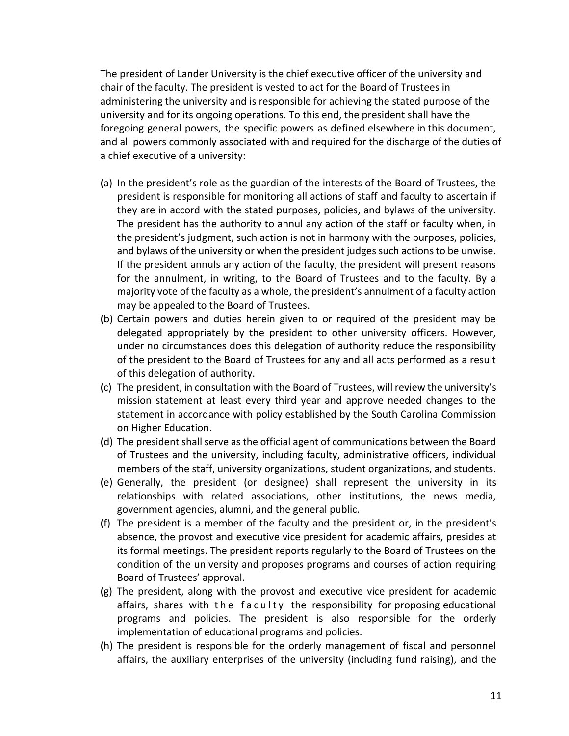The president of Lander University is the chief executive officer of the university and chair of the faculty. The president is vested to act for the Board of Trustees in administering the university and is responsible for achieving the stated purpose of the university and for its ongoing operations. To this end, the president shall have the foregoing general powers, the specific powers as defined elsewhere in this document, and all powers commonly associated with and required for the discharge of the duties of a chief executive of a university:

(a) In the president's role as the guardian of the interests of the Board of Trustees, the president is responsible for monitoring all actions of staff and faculty to ascertain if they are in accord with the stated purposes, policies, and bylaws of the university. The president has the authority to annul any action of the staff or faculty when, in the president's judgment, such action is not in harmony with the purposes, policies, and bylaws of the university or when the president judges such actions to be unwise. If the president annuls any action of the faculty, the president will present reasons for the annulment, in writing, to the Board of Trustees and to the faculty. By a majority vote of the faculty as a whole, the president's annulment of a faculty action may be appealed to the Board of Trustees.

(b) Certain powers and duties herein given to or required of the president may be delegated appropriately by the president to other university officers. However, under no circumstances does this delegation of authority reduce the responsibility of the president to the Board of Trustees for any and all acts performed as a result of this delegation of authority.

(c) The president, in consultation with the Board of Trustees, will review the university's mission statement at least every third year and approve needed changes to the statement in accordance with policy established by the South Carolina Commission on Higher Education.

(d) The president shall serve as the official agent of communications between the Board of Trustees and the university, including faculty, administrative officers, individual members of the staff, university organizations, student organizations, and students.

(e) Generally, the president (or designee) shall represent the university in its relationships with related associations, other institutions, the news media, government agencies, alumni, and the general public.

(f) The president is a member of the faculty and the president or, in the president's absence, the provost and executive vice president for academic affairs, presides at its formal meetings. The president reports regularly to the Board of Trustees on the condition of the university and proposes programs and courses of action requiring Board of Trustees' approval.

(g) The president, along with the provost and executive vice president for academic affairs, shares with the faculty the responsibility for proposing educational programs and policies. The president is also responsible for the orderly implementation of educational programs and policies.

(h) The president is responsible for the orderly management of fiscal and personnel affairs, the auxiliary enterprises of the university (including fund raising), and the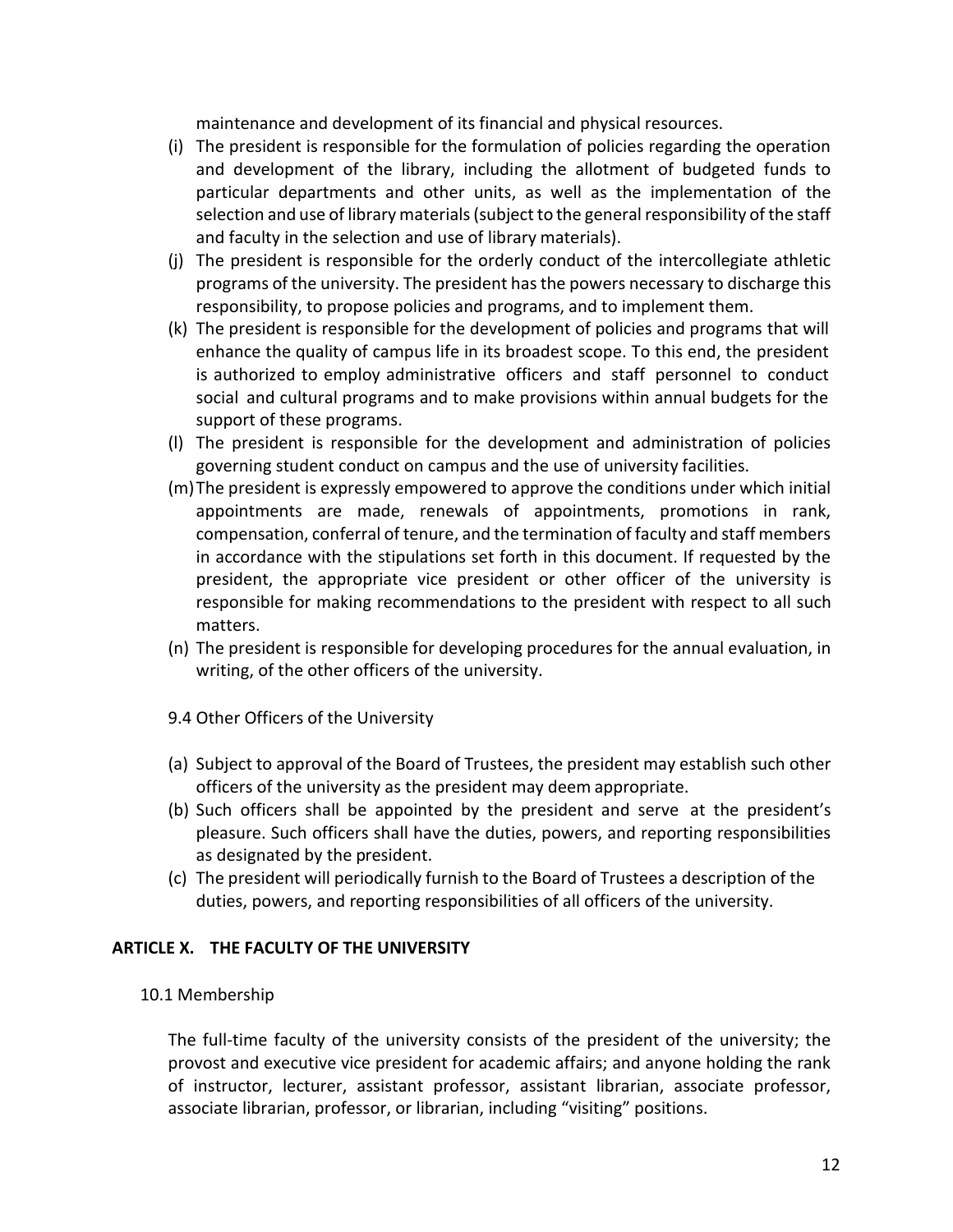maintenance and development of its financial and physical resources.

(i) The president is responsible for the formulation of policies regarding the operation and development of the library, including the allotment of budgeted funds to particular departments and other units, as well as the implementation of the selection and use of library materials (subject to the general responsibility of the staff and faculty in the selection and use of library materials).

(j) The president is responsible for the orderly conduct of the intercollegiate athletic programs of the university. The president has the powers necessary to discharge this responsibility, to propose policies and programs, and to implement them.

(k) The president is responsible for the development of policies and programs that will enhance the quality of campus life in its broadest scope. To this end, the president is authorized to employ administrative officers and staff personnel to conduct social and cultural programs and to make provisions within annual budgets for the support of these programs.

(l) The president is responsible for the development and administration of policies governing student conduct on campus and the use of university facilities.

(m) The president is expressly empowered to approve the conditions under which initial appointments are made, renewals of appointments, promotions in rank, compensation, conferral of tenure, and the termination of faculty and staff members in accordance with the stipulations set forth in this document. If requested by the president, the appropriate vice president or other officer of the university is responsible for making recommendations to the president with respect to all such matters.

(n) The president is responsible for developing procedures for the annual evaluation, in writing, of the other officers of the university.

9.4 Other Officers of the University

(a) Subject to approval of the Board of Trustees, the president may establish such other officers of the university as the president may deem appropriate.

(b) Such officers shall be appointed by the president and serve at the president's pleasure. Such officers shall have the duties, powers, and reporting responsibilities as designated by the president.

(c) The president will periodically furnish to the Board of Trustees a description of the duties, powers, and reporting responsibilities of all officers of the university.

## ARTICLE X. THE FACULTY OF THE UNIVERSITY

10.1 Membership

The full-time faculty of the university consists of the president of the university; the provost and executive vice president for academic affairs; and anyone holding the rank of instructor, lecturer, assistant professor, assistant librarian, associate professor, associate librarian, professor, or librarian, including "visiting" positions.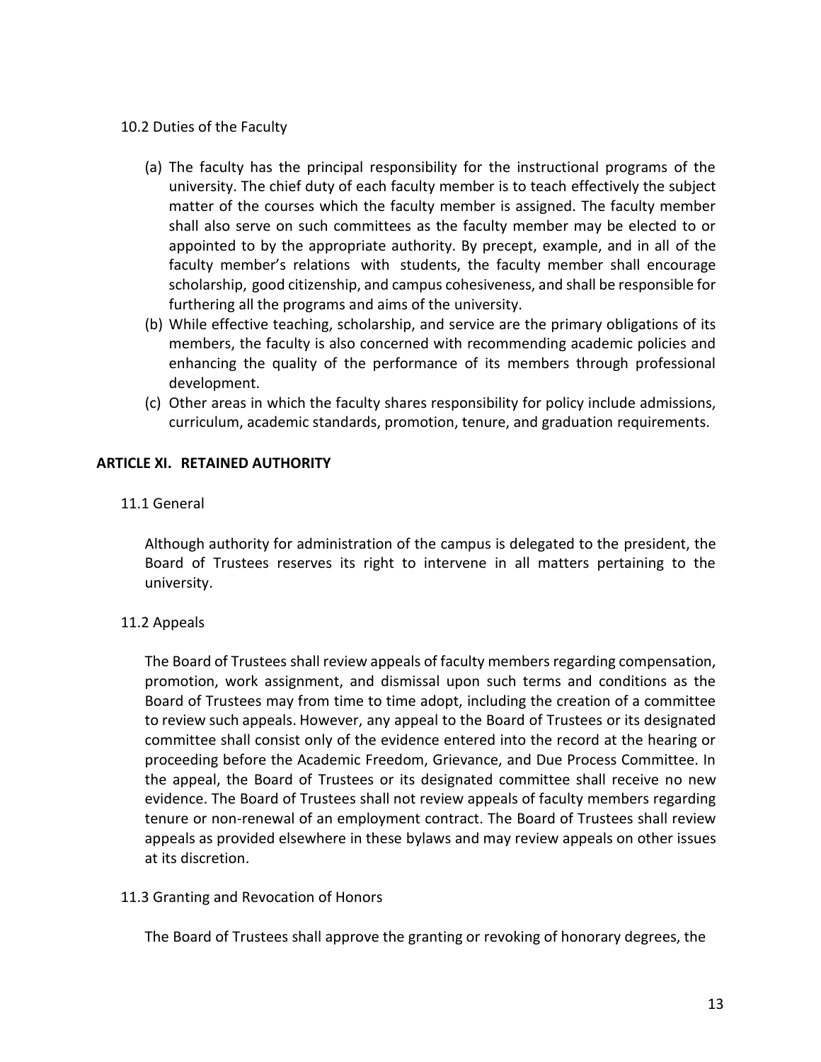10.2 Duties of the Faculty

(a) The faculty has the principal responsibility for the instructional programs of the university. The chief duty of each faculty member is to teach effectively the subject matter of the courses which the faculty member is assigned. The faculty member shall also serve on such committees as the faculty member may be elected to or appointed to by the appropriate authority. By precept, example, and in all of the faculty member's relations with students, the faculty member shall encourage scholarship, good citizenship, and campus cohesiveness, and shall be responsible for furthering all the programs and aims of the university.

(b) While effective teaching, scholarship, and service are the primary obligations of its members, the faculty is also concerned with recommending academic policies and enhancing the quality of the performance of its members through professional development.

(c) Other areas in which the faculty shares responsibility for policy include admissions, curriculum, academic standards, promotion, tenure, and graduation requirements.

## ARTICLE XI. RETAINED AUTHORITY

11.1 General

Although authority for administration of the campus is delegated to the president, the Board of Trustees reserves its right to intervene in all matters pertaining to the university.

11.2 Appeals

The Board of Trustees shall review appeals of faculty members regarding compensation, promotion, work assignment, and dismissal upon such terms and conditions as the Board of Trustees may from time to time adopt, including the creation of a committee to review such appeals. However, any appeal to the Board of Trustees or its designated committee shall consist only of the evidence entered into the record at the hearing or proceeding before the Academic Freedom, Grievance, and Due Process Committee. In the appeal, the Board of Trustees or its designated committee shall receive no new evidence. The Board of Trustees shall not review appeals of faculty members regarding tenure or non-renewal of an employment contract. The Board of Trustees shall review appeals as provided elsewhere in these bylaws and may review appeals on other issues at its discretion.

11.3 Granting and Revocation of Honors

The Board of Trustees shall approve the granting or revoking of honorary degrees, the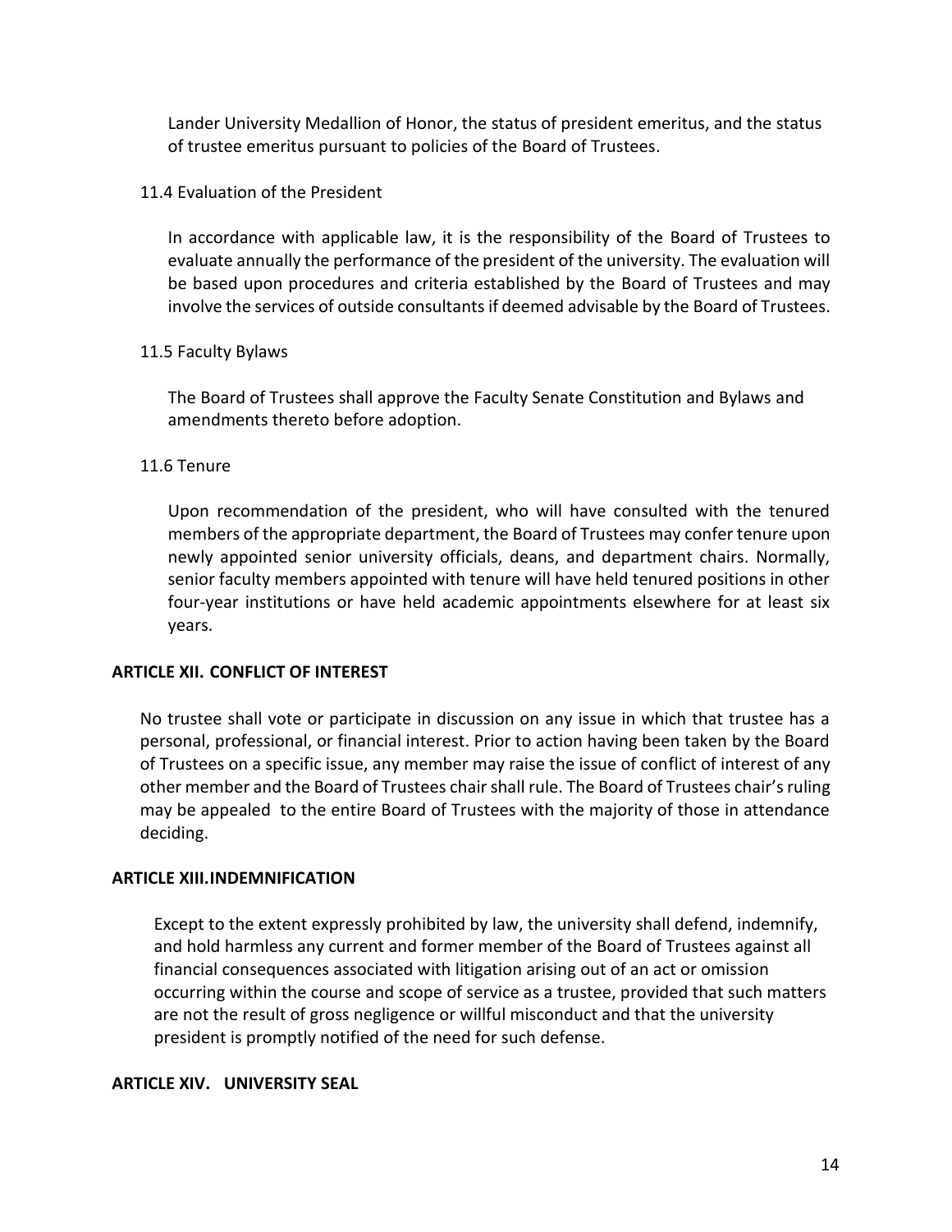Lander University Medallion of Honor, the status of president emeritus, and the status of trustee emeritus pursuant to policies of the Board of Trustees.

11.4 Evaluation of the President

In accordance with applicable law, it is the responsibility of the Board of Trustees to evaluate annually the performance of the president of the university. The evaluation will be based upon procedures and criteria established by the Board of Trustees and may involve the services of outside consultants if deemed advisable by the Board of Trustees.

11.5 Faculty Bylaws

The Board of Trustees shall approve the Faculty Senate Constitution and Bylaws and amendments thereto before adoption.

11.6 Tenure

Upon recommendation of the president, who will have consulted with the tenured members of the appropriate department, the Board of Trustees may confer tenure upon newly appointed senior university officials, deans, and department chairs. Normally, senior faculty members appointed with tenure will have held tenured positions in other four-year institutions or have held academic appointments elsewhere for at least six years.

## ARTICLE XII. CONFLICT OF INTEREST

No trustee shall vote or participate in discussion on any issue in which that trustee has a personal, professional, or financial interest. Prior to action having been taken by the Board of Trustees on a specific issue, any member may raise the issue of conflict of interest of any other member and the Board of Trustees chair shall rule. The Board of Trustees chair's ruling may be appealed to the entire Board of Trustees with the majority of those in attendance deciding.

## ARTICLE XIII.INDEMNIFICATION

Except to the extent expressly prohibited by law, the university shall defend, indemnify, and hold harmless any current and former member of the Board of Trustees against all financial consequences associated with litigation arising out of an act or omission occurring within the course and scope of service as a trustee, provided that such matters are not the result of gross negligence or willful misconduct and that the university president is promptly notified of the need for such defense.

## ARTICLE XIV. UNIVERSITY SEAL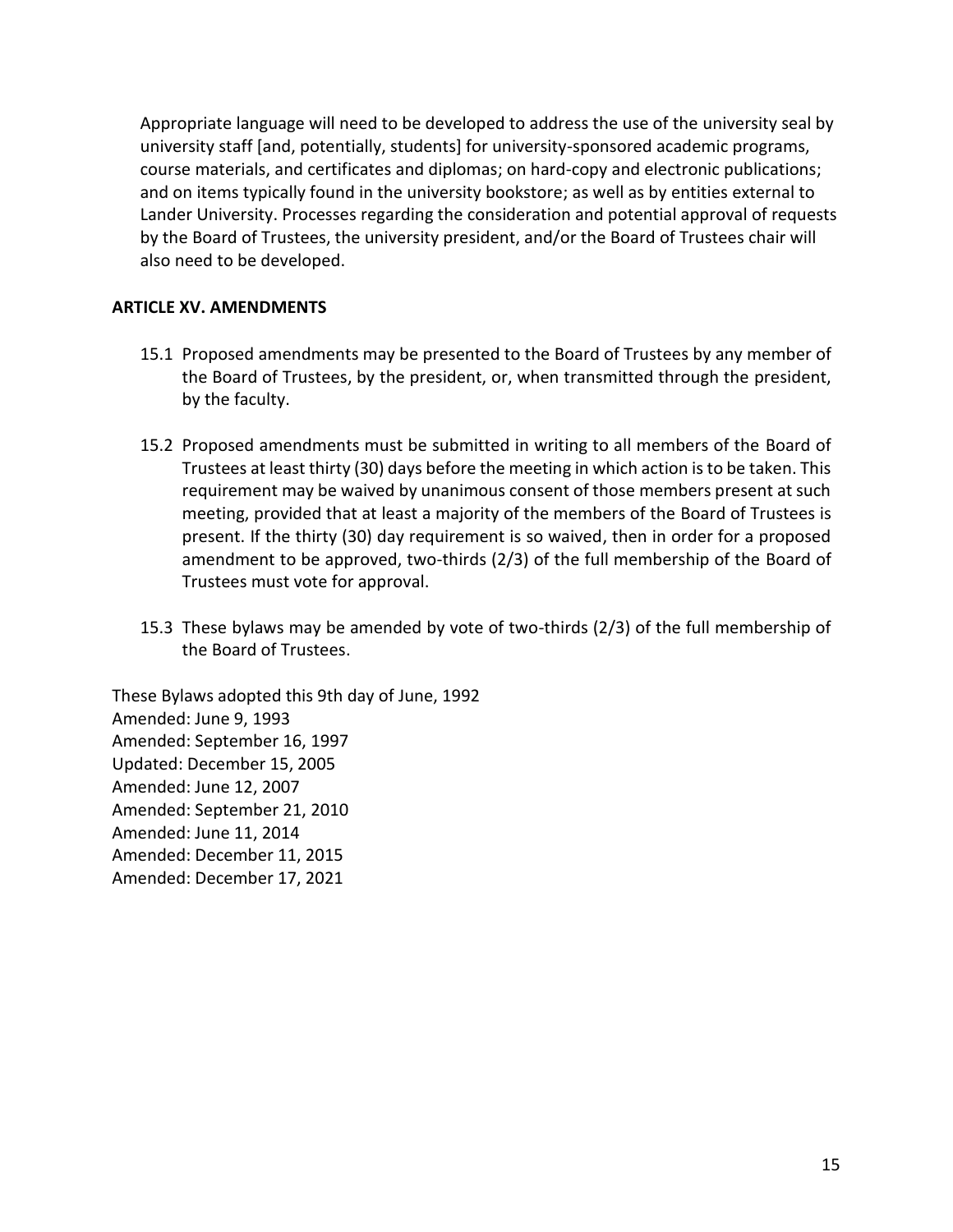Appropriate language will need to be developed to address the use of the university seal by university staff [and, potentially, students] for university-sponsored academic programs, course materials, and certificates and diplomas; on hard-copy and electronic publications; and on items typically found in the university bookstore; as well as by entities external to Lander University. Processes regarding the consideration and potential approval of requests by the Board of Trustees, the university president, and/or the Board of Trustees chair will also need to be developed.

### ARTICLE XV. AMENDMENTS

15.1 Proposed amendments may be presented to the Board of Trustees by any member of the Board of Trustees, by the president, or, when transmitted through the president, by the faculty.

15.2 Proposed amendments must be submitted in writing to all members of the Board of Trustees at least thirty (30) days before the meeting in which action is to be taken. This requirement may be waived by unanimous consent of those members present at such meeting, provided that at least a majority of the members of the Board of Trustees is present. If the thirty (30) day requirement is so waived, then in order for a proposed amendment to be approved, two-thirds (2/3) of the full membership of the Board of Trustees must vote for approval.

15.3 These bylaws may be amended by vote of two-thirds (2/3) of the full membership of the Board of Trustees.

These Bylaws adopted this 9th day of June, 1992
Amended: June 9, 1993
Amended: September 16, 1997
Updated: December 15, 2005
Amended: June 12, 2007
Amended: September 21, 2010
Amended: June 11, 2014
Amended: December 11, 2015
Amended: December 17, 2021